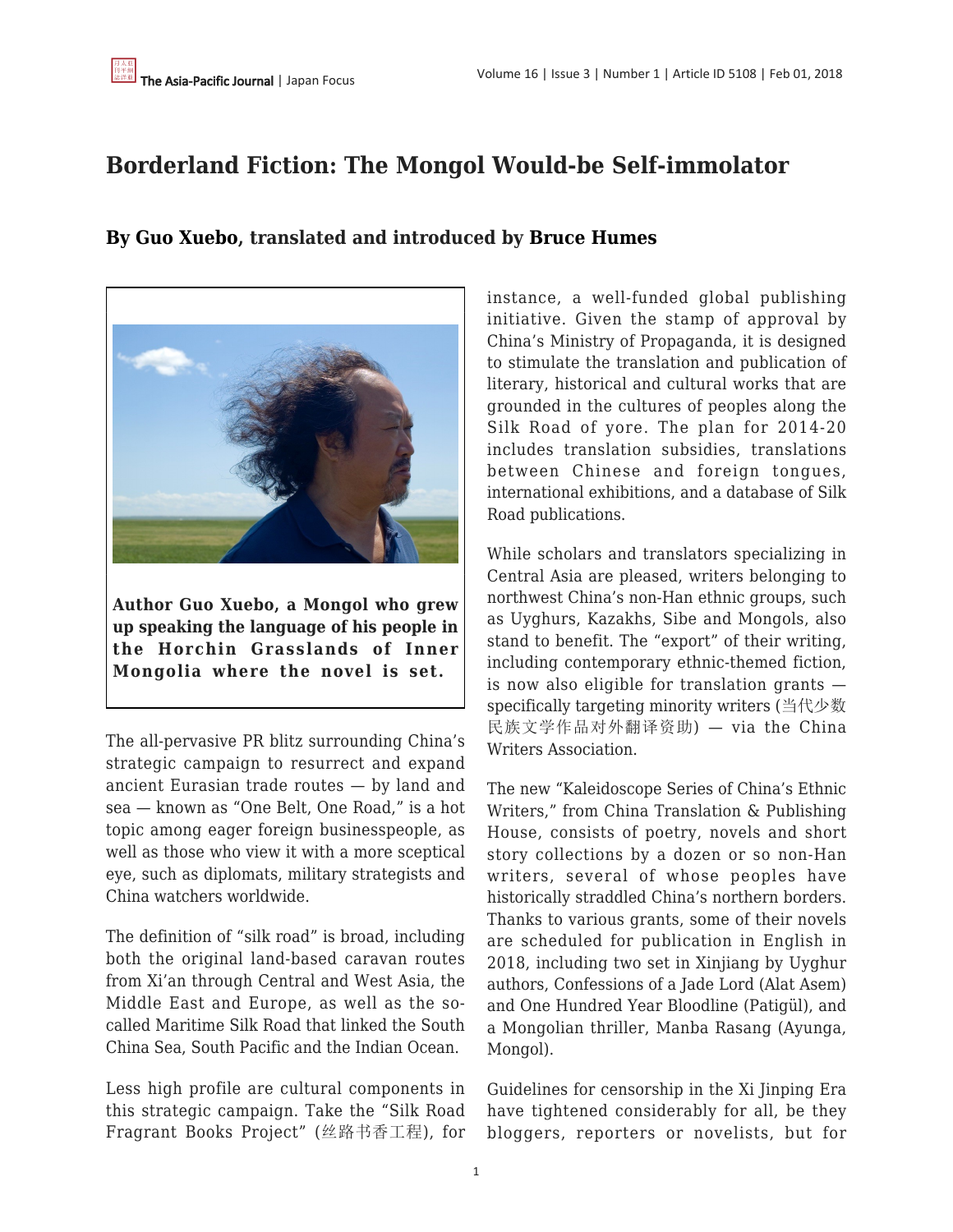# Borderland Fiction: The Mongol Would-be Self-immolator

## By Guo Xuebo, translated and introduced by Bruce Humes

**Author Guo Xuebo, a Mongol who grew up speaking the language of his people in the Horchin Grasslands of Inner Mongolia where the novel is set.**

The all-pervasive PR blitz surrounding China's strategic campaign to resurrect and expand ancient Eurasian trade routes — by land and sea — known as "One Belt, One Road," is a hot topic among eager foreign businesspeople, as well as those who view it with a more sceptical eye, such as diplomats, military strategists and China watchers worldwide.

The definition of "silk road" is broad, including both the original land-based caravan routes from Xi'an through Central and West Asia, the Middle East and Europe, as well as the so-called Maritime Silk Road that linked the South China Sea, South Pacific and the Indian Ocean.

Less high profile are cultural components in this strategic campaign. Take the "Silk Road Fragrant Books Project" (丝路书香工程), for instance, a well-funded global publishing initiative. Given the stamp of approval by China's Ministry of Propaganda, it is designed to stimulate the translation and publication of literary, historical and cultural works that are grounded in the cultures of peoples along the Silk Road of yore. The plan for 2014-20 includes translation subsidies, translations between Chinese and foreign tongues, international exhibitions, and a database of Silk Road publications.

While scholars and translators specializing in Central Asia are pleased, writers belonging to northwest China's non-Han ethnic groups, such as Uyghurs, Kazakhs, Sibe and Mongols, also stand to benefit. The "export" of their writing, including contemporary ethnic-themed fiction, is now also eligible for translation grants — specifically targeting minority writers (当代少数民族文学作品对外翻译资助) — via the China Writers Association.

The new "Kaleidoscope Series of China's Ethnic Writers," from China Translation & Publishing House, consists of poetry, novels and short story collections by a dozen or so non-Han writers, several of whose peoples have historically straddled China's northern borders. Thanks to various grants, some of their novels are scheduled for publication in English in 2018, including two set in Xinjiang by Uyghur authors, Confessions of a Jade Lord (Alat Asem) and One Hundred Year Bloodline (Patigül), and a Mongolian thriller, Manba Rasang (Ayunga, Mongol).

Guidelines for censorship in the Xi Jinping Era have tightened considerably for all, be they bloggers, reporters or novelists, but for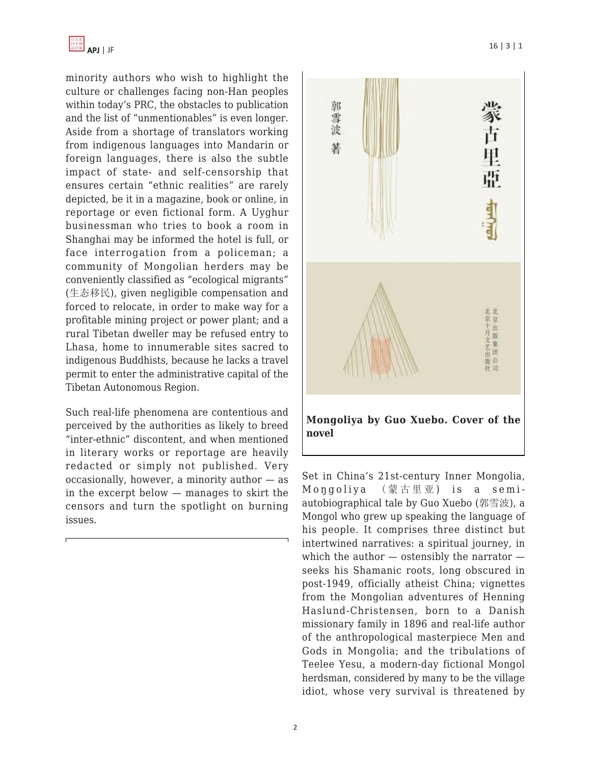minority authors who wish to highlight the culture or challenges facing non-Han peoples within today's PRC, the obstacles to publication and the list of "unmentionables" is even longer. Aside from a shortage of translators working from indigenous languages into Mandarin or foreign languages, there is also the subtle impact of state- and self-censorship that ensures certain "ethnic realities" are rarely depicted, be it in a magazine, book or online, in reportage or even fictional form. A Uyghur businessman who tries to book a room in Shanghai may be informed the hotel is full, or face interrogation from a policeman; a community of Mongolian herders may be conveniently classified as "ecological migrants" (生态移民), given negligible compensation and forced to relocate, in order to make way for a profitable mining project or power plant; and a rural Tibetan dweller may be refused entry to Lhasa, home to innumerable sites sacred to indigenous Buddhists, because he lacks a travel permit to enter the administrative capital of the Tibetan Autonomous Region.

Such real-life phenomena are contentious and perceived by the authorities as likely to breed "inter-ethnic" discontent, and when mentioned in literary works or reportage are heavily redacted or simply not published. Very occasionally, however, a minority author — as in the excerpt below — manages to skirt the censors and turn the spotlight on burning issues.

**Mongoliya by Guo Xuebo. Cover of the novel**

Set in China's 21st-century Inner Mongolia, Moŋgoliya （蒙古里亚） is a semi-autobiographical tale by Guo Xuebo (郭雪波), a Mongol who grew up speaking the language of his people. It comprises three distinct but intertwined narratives: a spiritual journey, in which the author — ostensibly the narrator — seeks his Shamanic roots, long obscured in post-1949, officially atheist China; vignettes from the Mongolian adventures of Henning Haslund-Christensen, born to a Danish missionary family in 1896 and real-life author of the anthropological masterpiece Men and Gods in Mongolia; and the tribulations of Teelee Yesu, a modern-day fictional Mongol herdsman, considered by many to be the village idiot, whose very survival is threatened by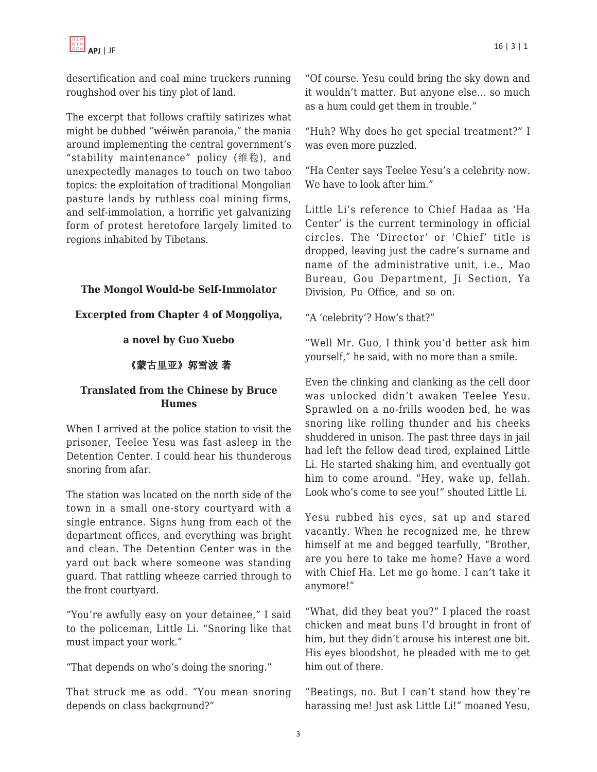desertification and coal mine truckers running roughshod over his tiny plot of land.

The excerpt that follows craftily satirizes what might be dubbed "wéiwěn paranoia," the mania around implementing the central government's "stability maintenance" policy (维稳), and unexpectedly manages to touch on two taboo topics: the exploitation of traditional Mongolian pasture lands by ruthless coal mining firms, and self-immolation, a horrific yet galvanizing form of protest heretofore largely limited to regions inhabited by Tibetans.

**The Mongol Would-be Self-Immolator**

**Excerpted from Chapter 4 of Moŋgoliya,**

**a novel by Guo Xuebo**

**《蒙古里亚》郭雪波 著**

**Translated from the Chinese by Bruce Humes**

When I arrived at the police station to visit the prisoner, Teelee Yesu was fast asleep in the Detention Center. I could hear his thunderous snoring from afar.

The station was located on the north side of the town in a small one-story courtyard with a single entrance. Signs hung from each of the department offices, and everything was bright and clean. The Detention Center was in the yard out back where someone was standing guard. That rattling wheeze carried through to the front courtyard.

"You're awfully easy on your detainee," I said to the policeman, Little Li. "Snoring like that must impact your work."

"That depends on who's doing the snoring."

That struck me as odd. "You mean snoring depends on class background?"

"Of course. Yesu could bring the sky down and it wouldn't matter. But anyone else... so much as a hum could get them in trouble."

"Huh? Why does he get special treatment?" I was even more puzzled.

"Ha Center says Teelee Yesu's a celebrity now. We have to look after him."

Little Li's reference to Chief Hadaa as 'Ha Center' is the current terminology in official circles. The 'Director' or 'Chief' title is dropped, leaving just the cadre's surname and name of the administrative unit, i.e., Mao Bureau, Gou Department, Ji Section, Ya Division, Pu Office, and so on.

"A 'celebrity'? How's that?"

"Well Mr. Guo, I think you'd better ask him yourself," he said, with no more than a smile.

Even the clinking and clanking as the cell door was unlocked didn't awaken Teelee Yesu. Sprawled on a no-frills wooden bed, he was snoring like rolling thunder and his cheeks shuddered in unison. The past three days in jail had left the fellow dead tired, explained Little Li. He started shaking him, and eventually got him to come around. "Hey, wake up, fellah. Look who's come to see you!" shouted Little Li.

Yesu rubbed his eyes, sat up and stared vacantly. When he recognized me, he threw himself at me and begged tearfully, "Brother, are you here to take me home? Have a word with Chief Ha. Let me go home. I can't take it anymore!"

"What, did they beat you?" I placed the roast chicken and meat buns I'd brought in front of him, but they didn't arouse his interest one bit. His eyes bloodshot, he pleaded with me to get him out of there.

"Beatings, no. But I can't stand how they're harassing me! Just ask Little Li!" moaned Yesu,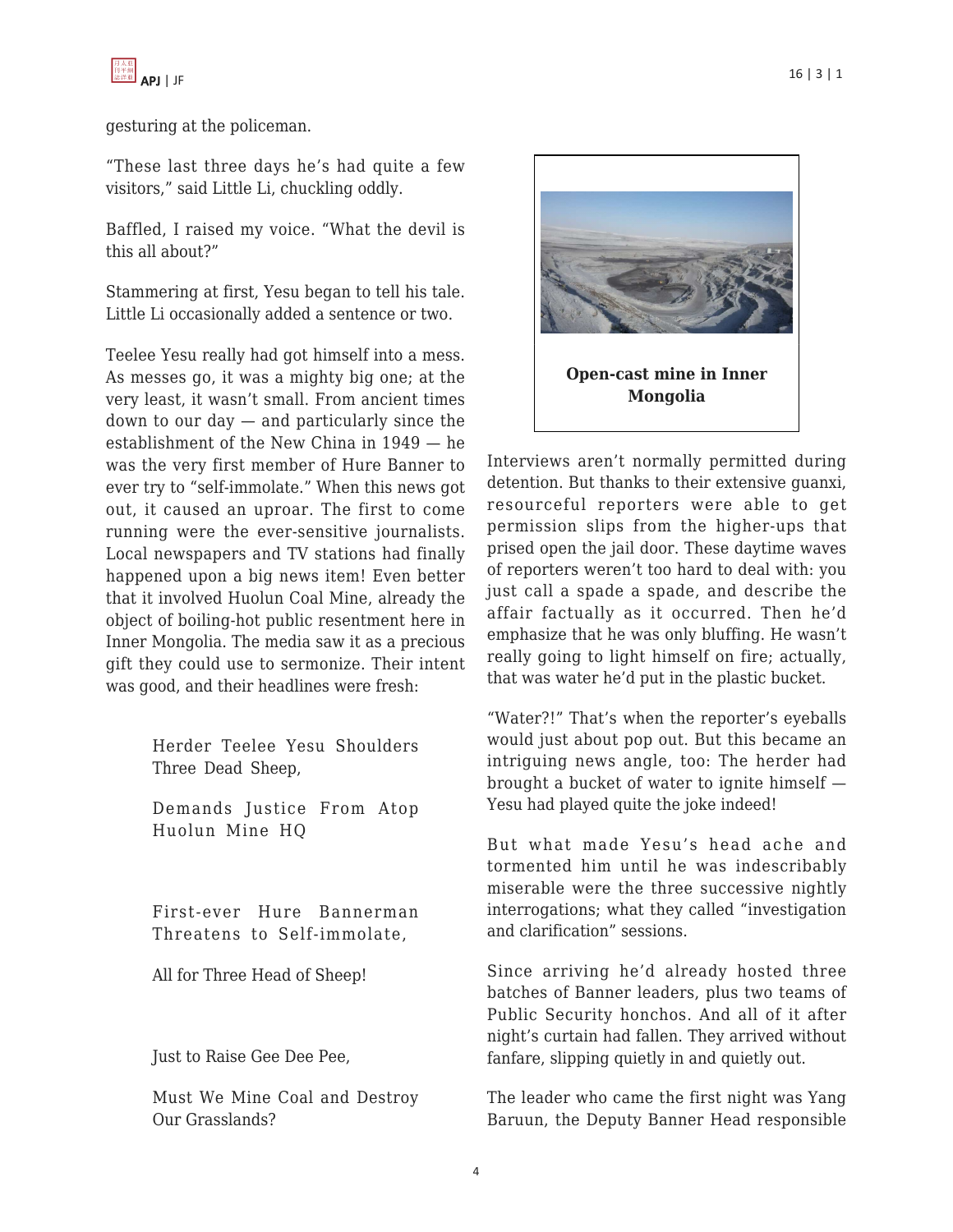gesturing at the policeman.

"These last three days he's had quite a few visitors," said Little Li, chuckling oddly.

Baffled, I raised my voice. "What the devil is this all about?"

Stammering at first, Yesu began to tell his tale. Little Li occasionally added a sentence or two.

Teelee Yesu really had got himself into a mess. As messes go, it was a mighty big one; at the very least, it wasn't small. From ancient times down to our day — and particularly since the establishment of the New China in 1949 — he was the very first member of Hure Banner to ever try to "self-immolate." When this news got out, it caused an uproar. The first to come running were the ever-sensitive journalists. Local newspapers and TV stations had finally happened upon a big news item! Even better that it involved Huolun Coal Mine, already the object of boiling-hot public resentment here in Inner Mongolia. The media saw it as a precious gift they could use to sermonize. Their intent was good, and their headlines were fresh:

> Herder Teelee Yesu Shoulders Three Dead Sheep,
>
> Demands Justice From Atop Huolun Mine HQ

> First-ever Hure Bannerman Threatens to Self-immolate,
>
> All for Three Head of Sheep!

> Just to Raise Gee Dee Pee,
>
> Must We Mine Coal and Destroy Our Grasslands?

**Open-cast mine in Inner Mongolia**

Interviews aren't normally permitted during detention. But thanks to their extensive guanxi, resourceful reporters were able to get permission slips from the higher-ups that prised open the jail door. These daytime waves of reporters weren't too hard to deal with: you just call a spade a spade, and describe the affair factually as it occurred. Then he'd emphasize that he was only bluffing. He wasn't really going to light himself on fire; actually, that was water he'd put in the plastic bucket.

"Water?!" That's when the reporter's eyeballs would just about pop out. But this became an intriguing news angle, too: The herder had brought a bucket of water to ignite himself — Yesu had played quite the joke indeed!

But what made Yesu's head ache and tormented him until he was indescribably miserable were the three successive nightly interrogations; what they called "investigation and clarification" sessions.

Since arriving he'd already hosted three batches of Banner leaders, plus two teams of Public Security honchos. And all of it after night's curtain had fallen. They arrived without fanfare, slipping quietly in and quietly out.

The leader who came the first night was Yang Baruun, the Deputy Banner Head responsible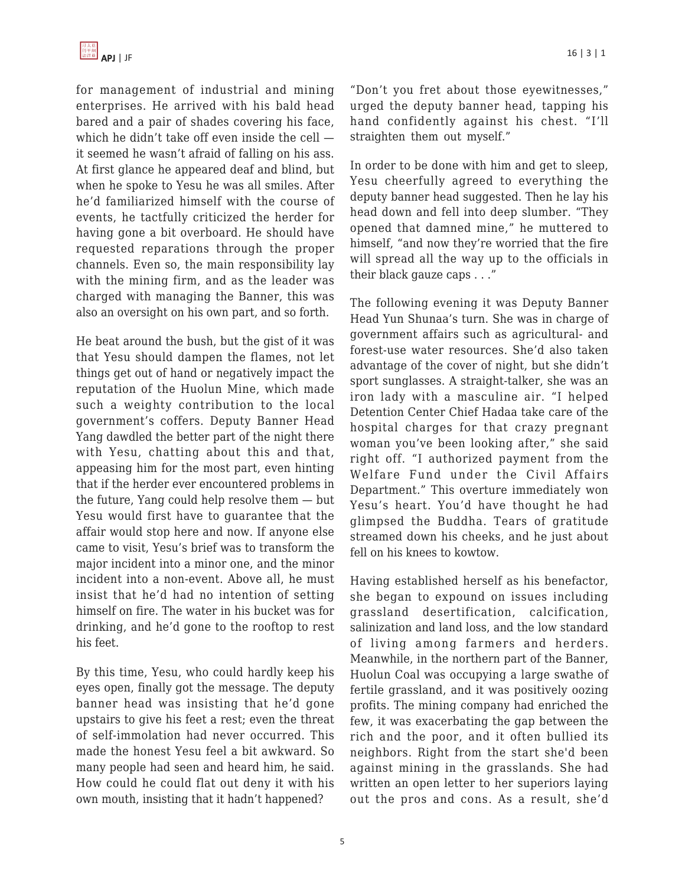for management of industrial and mining enterprises. He arrived with his bald head bared and a pair of shades covering his face, which he didn't take off even inside the cell — it seemed he wasn't afraid of falling on his ass. At first glance he appeared deaf and blind, but when he spoke to Yesu he was all smiles. After he'd familiarized himself with the course of events, he tactfully criticized the herder for having gone a bit overboard. He should have requested reparations through the proper channels. Even so, the main responsibility lay with the mining firm, and as the leader was charged with managing the Banner, this was also an oversight on his own part, and so forth.

He beat around the bush, but the gist of it was that Yesu should dampen the flames, not let things get out of hand or negatively impact the reputation of the Huolun Mine, which made such a weighty contribution to the local government's coffers. Deputy Banner Head Yang dawdled the better part of the night there with Yesu, chatting about this and that, appeasing him for the most part, even hinting that if the herder ever encountered problems in the future, Yang could help resolve them — but Yesu would first have to guarantee that the affair would stop here and now. If anyone else came to visit, Yesu's brief was to transform the major incident into a minor one, and the minor incident into a non-event. Above all, he must insist that he'd had no intention of setting himself on fire. The water in his bucket was for drinking, and he'd gone to the rooftop to rest his feet.

By this time, Yesu, who could hardly keep his eyes open, finally got the message. The deputy banner head was insisting that he'd gone upstairs to give his feet a rest; even the threat of self-immolation had never occurred. This made the honest Yesu feel a bit awkward. So many people had seen and heard him, he said. How could he could flat out deny it with his own mouth, insisting that it hadn't happened?

"Don't you fret about those eyewitnesses," urged the deputy banner head, tapping his hand confidently against his chest. "I'll straighten them out myself."

In order to be done with him and get to sleep, Yesu cheerfully agreed to everything the deputy banner head suggested. Then he lay his head down and fell into deep slumber. "They opened that damned mine," he muttered to himself, "and now they're worried that the fire will spread all the way up to the officials in their black gauze caps . . ."

The following evening it was Deputy Banner Head Yun Shunaa's turn. She was in charge of government affairs such as agricultural- and forest-use water resources. She'd also taken advantage of the cover of night, but she didn't sport sunglasses. A straight-talker, she was an iron lady with a masculine air. "I helped Detention Center Chief Hadaa take care of the hospital charges for that crazy pregnant woman you've been looking after," she said right off. "I authorized payment from the Welfare Fund under the Civil Affairs Department." This overture immediately won Yesu's heart. You'd have thought he had glimpsed the Buddha. Tears of gratitude streamed down his cheeks, and he just about fell on his knees to kowtow.

Having established herself as his benefactor, she began to expound on issues including grassland desertification, calcification, salinization and land loss, and the low standard of living among farmers and herders. Meanwhile, in the northern part of the Banner, Huolun Coal was occupying a large swathe of fertile grassland, and it was positively oozing profits. The mining company had enriched the few, it was exacerbating the gap between the rich and the poor, and it often bullied its neighbors. Right from the start she'd been against mining in the grasslands. She had written an open letter to her superiors laying out the pros and cons. As a result, she'd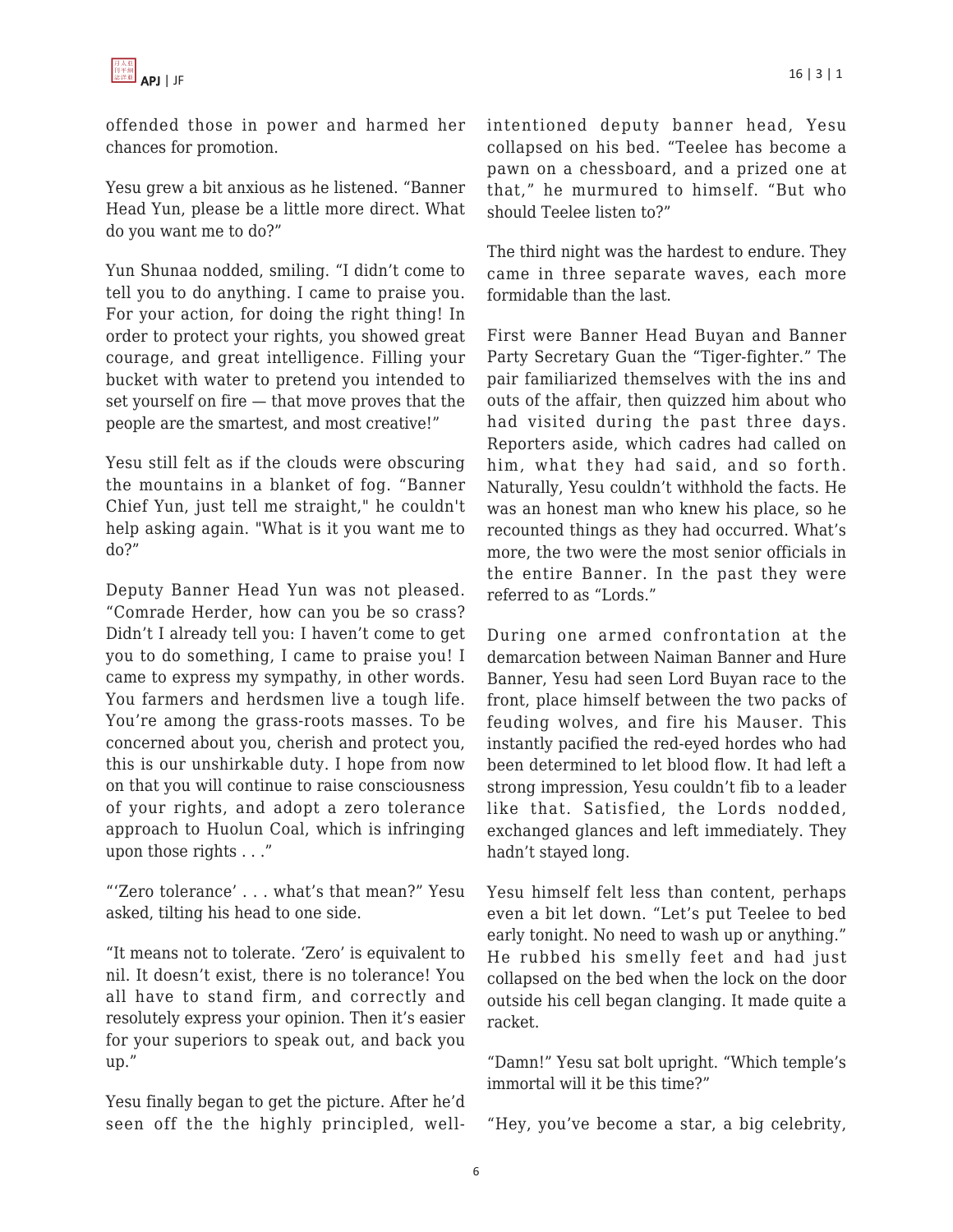offended those in power and harmed her chances for promotion.

Yesu grew a bit anxious as he listened. "Banner Head Yun, please be a little more direct. What do you want me to do?"

Yun Shunaa nodded, smiling. "I didn't come to tell you to do anything. I came to praise you. For your action, for doing the right thing! In order to protect your rights, you showed great courage, and great intelligence. Filling your bucket with water to pretend you intended to set yourself on fire — that move proves that the people are the smartest, and most creative!"

Yesu still felt as if the clouds were obscuring the mountains in a blanket of fog. "Banner Chief Yun, just tell me straight," he couldn't help asking again. "What is it you want me to do?"

Deputy Banner Head Yun was not pleased. "Comrade Herder, how can you be so crass? Didn't I already tell you: I haven't come to get you to do something, I came to praise you! I came to express my sympathy, in other words. You farmers and herdsmen live a tough life. You're among the grass-roots masses. To be concerned about you, cherish and protect you, this is our unshirkable duty. I hope from now on that you will continue to raise consciousness of your rights, and adopt a zero tolerance approach to Huolun Coal, which is infringing upon those rights . . ."

"'Zero tolerance' . . . what's that mean?" Yesu asked, tilting his head to one side.

"It means not to tolerate. 'Zero' is equivalent to nil. It doesn't exist, there is no tolerance! You all have to stand firm, and correctly and resolutely express your opinion. Then it's easier for your superiors to speak out, and back you up."

Yesu finally began to get the picture. After he'd seen off the the highly principled, well-intentioned deputy banner head, Yesu collapsed on his bed. "Teelee has become a pawn on a chessboard, and a prized one at that," he murmured to himself. "But who should Teelee listen to?"

The third night was the hardest to endure. They came in three separate waves, each more formidable than the last.

First were Banner Head Buyan and Banner Party Secretary Guan the "Tiger-fighter." The pair familiarized themselves with the ins and outs of the affair, then quizzed him about who had visited during the past three days. Reporters aside, which cadres had called on him, what they had said, and so forth. Naturally, Yesu couldn't withhold the facts. He was an honest man who knew his place, so he recounted things as they had occurred. What's more, the two were the most senior officials in the entire Banner. In the past they were referred to as "Lords."

During one armed confrontation at the demarcation between Naiman Banner and Hure Banner, Yesu had seen Lord Buyan race to the front, place himself between the two packs of feuding wolves, and fire his Mauser. This instantly pacified the red-eyed hordes who had been determined to let blood flow. It had left a strong impression, Yesu couldn't fib to a leader like that. Satisfied, the Lords nodded, exchanged glances and left immediately. They hadn't stayed long.

Yesu himself felt less than content, perhaps even a bit let down. "Let's put Teelee to bed early tonight. No need to wash up or anything." He rubbed his smelly feet and had just collapsed on the bed when the lock on the door outside his cell began clanging. It made quite a racket.

"Damn!" Yesu sat bolt upright. "Which temple's immortal will it be this time?"

"Hey, you've become a star, a big celebrity,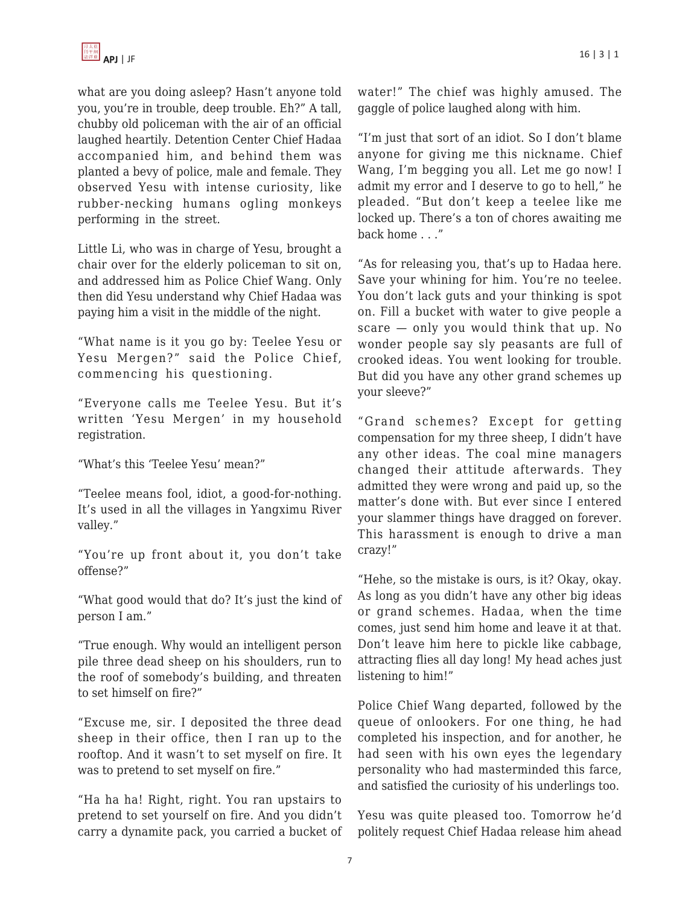what are you doing asleep? Hasn't anyone told you, you're in trouble, deep trouble. Eh?" A tall, chubby old policeman with the air of an official laughed heartily. Detention Center Chief Hadaa accompanied him, and behind them was planted a bevy of police, male and female. They observed Yesu with intense curiosity, like rubber-necking humans ogling monkeys performing in the street.

Little Li, who was in charge of Yesu, brought a chair over for the elderly policeman to sit on, and addressed him as Police Chief Wang. Only then did Yesu understand why Chief Hadaa was paying him a visit in the middle of the night.

"What name is it you go by: Teelee Yesu or Yesu Mergen?" said the Police Chief, commencing his questioning.

"Everyone calls me Teelee Yesu. But it's written 'Yesu Mergen' in my household registration.

"What's this 'Teelee Yesu' mean?"

"Teelee means fool, idiot, a good-for-nothing. It's used in all the villages in Yangximu River valley."

"You're up front about it, you don't take offense?"

"What good would that do? It's just the kind of person I am."

"True enough. Why would an intelligent person pile three dead sheep on his shoulders, run to the roof of somebody's building, and threaten to set himself on fire?"

"Excuse me, sir. I deposited the three dead sheep in their office, then I ran up to the rooftop. And it wasn't to set myself on fire. It was to pretend to set myself on fire."

"Ha ha ha! Right, right. You ran upstairs to pretend to set yourself on fire. And you didn't carry a dynamite pack, you carried a bucket of water!" The chief was highly amused. The gaggle of police laughed along with him.

"I'm just that sort of an idiot. So I don't blame anyone for giving me this nickname. Chief Wang, I'm begging you all. Let me go now! I admit my error and I deserve to go to hell," he pleaded. "But don't keep a teelee like me locked up. There's a ton of chores awaiting me back home . . ."

"As for releasing you, that's up to Hadaa here. Save your whining for him. You're no teelee. You don't lack guts and your thinking is spot on. Fill a bucket with water to give people a scare — only you would think that up. No wonder people say sly peasants are full of crooked ideas. You went looking for trouble. But did you have any other grand schemes up your sleeve?"

"Grand schemes? Except for getting compensation for my three sheep, I didn't have any other ideas. The coal mine managers changed their attitude afterwards. They admitted they were wrong and paid up, so the matter's done with. But ever since I entered your slammer things have dragged on forever. This harassment is enough to drive a man crazy!"

"Hehe, so the mistake is ours, is it? Okay, okay. As long as you didn't have any other big ideas or grand schemes. Hadaa, when the time comes, just send him home and leave it at that. Don't leave him here to pickle like cabbage, attracting flies all day long! My head aches just listening to him!"

Police Chief Wang departed, followed by the queue of onlookers. For one thing, he had completed his inspection, and for another, he had seen with his own eyes the legendary personality who had masterminded this farce, and satisfied the curiosity of his underlings too.

Yesu was quite pleased too. Tomorrow he'd politely request Chief Hadaa release him ahead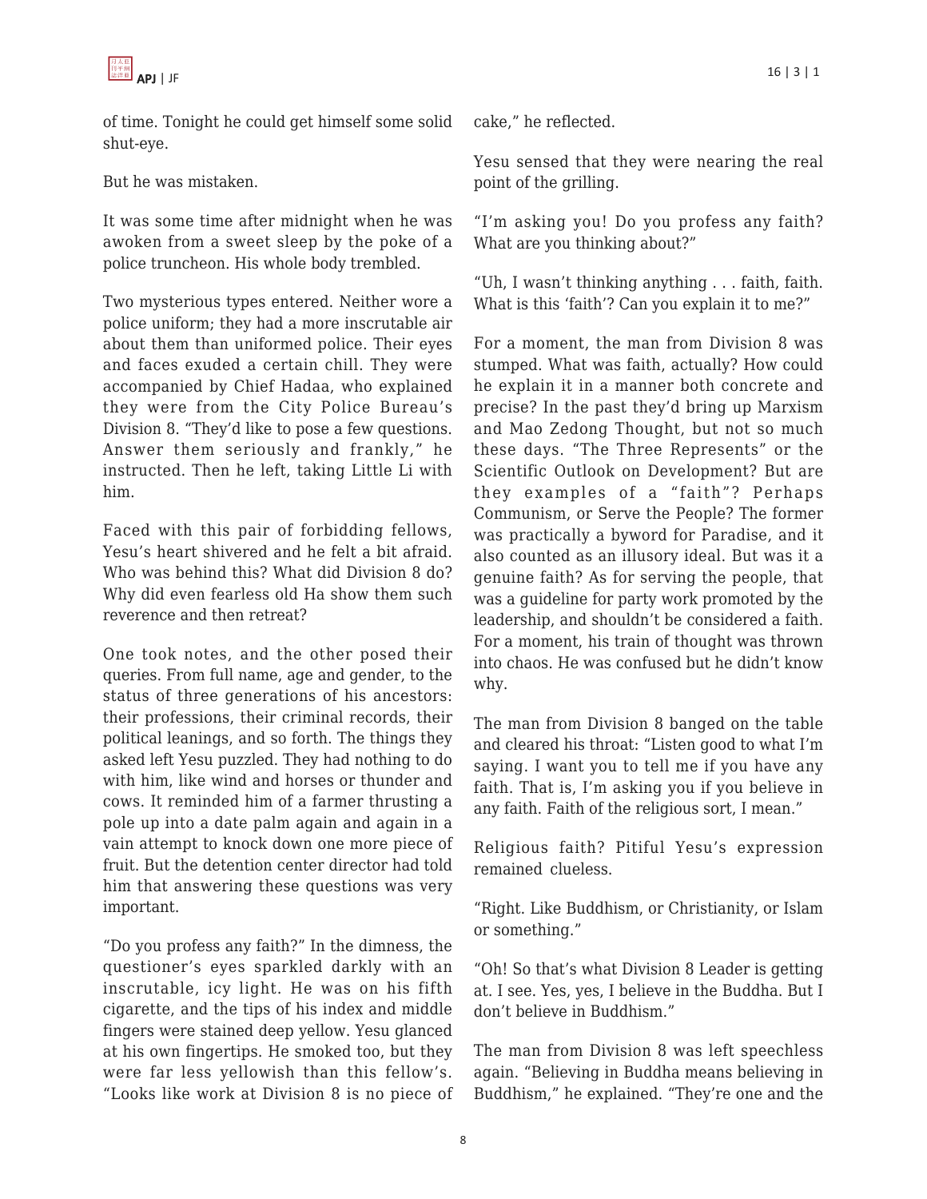of time. Tonight he could get himself some solid shut-eye.

But he was mistaken.

It was some time after midnight when he was awoken from a sweet sleep by the poke of a police truncheon. His whole body trembled.

Two mysterious types entered. Neither wore a police uniform; they had a more inscrutable air about them than uniformed police. Their eyes and faces exuded a certain chill. They were accompanied by Chief Hadaa, who explained they were from the City Police Bureau's Division 8. "They'd like to pose a few questions. Answer them seriously and frankly," he instructed. Then he left, taking Little Li with him.

Faced with this pair of forbidding fellows, Yesu's heart shivered and he felt a bit afraid. Who was behind this? What did Division 8 do? Why did even fearless old Ha show them such reverence and then retreat?

One took notes, and the other posed their queries. From full name, age and gender, to the status of three generations of his ancestors: their professions, their criminal records, their political leanings, and so forth. The things they asked left Yesu puzzled. They had nothing to do with him, like wind and horses or thunder and cows. It reminded him of a farmer thrusting a pole up into a date palm again and again in a vain attempt to knock down one more piece of fruit. But the detention center director had told him that answering these questions was very important.

"Do you profess any faith?" In the dimness, the questioner's eyes sparkled darkly with an inscrutable, icy light. He was on his fifth cigarette, and the tips of his index and middle fingers were stained deep yellow. Yesu glanced at his own fingertips. He smoked too, but they were far less yellowish than this fellow's. "Looks like work at Division 8 is no piece of cake," he reflected.

Yesu sensed that they were nearing the real point of the grilling.

"I'm asking you! Do you profess any faith? What are you thinking about?"

"Uh, I wasn't thinking anything . . . faith, faith. What is this 'faith'? Can you explain it to me?"

For a moment, the man from Division 8 was stumped. What was faith, actually? How could he explain it in a manner both concrete and precise? In the past they'd bring up Marxism and Mao Zedong Thought, but not so much these days. "The Three Represents" or the Scientific Outlook on Development? But are they examples of a "faith"? Perhaps Communism, or Serve the People? The former was practically a byword for Paradise, and it also counted as an illusory ideal. But was it a genuine faith? As for serving the people, that was a guideline for party work promoted by the leadership, and shouldn't be considered a faith. For a moment, his train of thought was thrown into chaos. He was confused but he didn't know why.

The man from Division 8 banged on the table and cleared his throat: "Listen good to what I'm saying. I want you to tell me if you have any faith. That is, I'm asking you if you believe in any faith. Faith of the religious sort, I mean."

Religious faith? Pitiful Yesu's expression remained clueless.

"Right. Like Buddhism, or Christianity, or Islam or something."

"Oh! So that's what Division 8 Leader is getting at. I see. Yes, yes, I believe in the Buddha. But I don't believe in Buddhism."

The man from Division 8 was left speechless again. "Believing in Buddha means believing in Buddhism," he explained. "They're one and the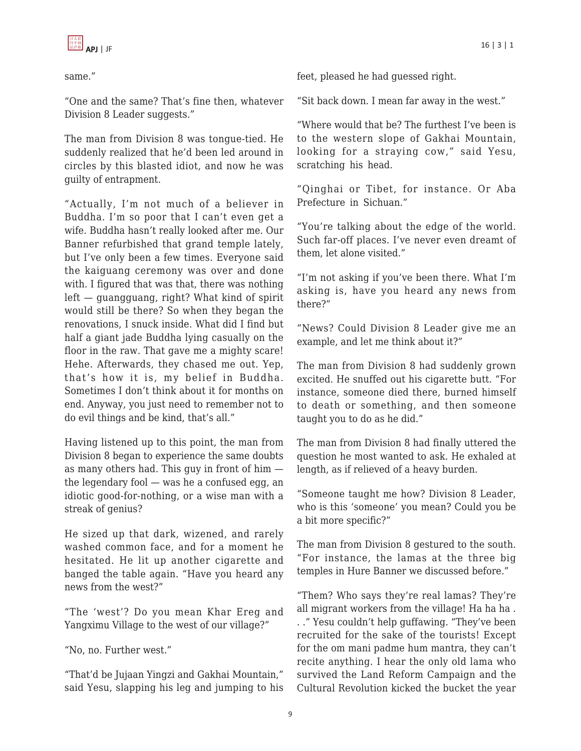same."

"One and the same? That's fine then, whatever Division 8 Leader suggests."

The man from Division 8 was tongue-tied. He suddenly realized that he'd been led around in circles by this blasted idiot, and now he was guilty of entrapment.

"Actually, I'm not much of a believer in Buddha. I'm so poor that I can't even get a wife. Buddha hasn't really looked after me. Our Banner refurbished that grand temple lately, but I've only been a few times. Everyone said the kaiguang ceremony was over and done with. I figured that was that, there was nothing left — guangguang, right? What kind of spirit would still be there? So when they began the renovations, I snuck inside. What did I find but half a giant jade Buddha lying casually on the floor in the raw. That gave me a mighty scare! Hehe. Afterwards, they chased me out. Yep, that's how it is, my belief in Buddha. Sometimes I don't think about it for months on end. Anyway, you just need to remember not to do evil things and be kind, that's all."

Having listened up to this point, the man from Division 8 began to experience the same doubts as many others had. This guy in front of him — the legendary fool — was he a confused egg, an idiotic good-for-nothing, or a wise man with a streak of genius?

He sized up that dark, wizened, and rarely washed common face, and for a moment he hesitated. He lit up another cigarette and banged the table again. "Have you heard any news from the west?"

"The 'west'? Do you mean Khar Ereg and Yangximu Village to the west of our village?"

"No, no. Further west."

"That'd be Jujaan Yingzi and Gakhai Mountain," said Yesu, slapping his leg and jumping to his feet, pleased he had guessed right.

"Sit back down. I mean far away in the west."

"Where would that be? The furthest I've been is to the western slope of Gakhai Mountain, looking for a straying cow," said Yesu, scratching his head.

"Qinghai or Tibet, for instance. Or Aba Prefecture in Sichuan."

"You're talking about the edge of the world. Such far-off places. I've never even dreamt of them, let alone visited."

"I'm not asking if you've been there. What I'm asking is, have you heard any news from there?"

"News? Could Division 8 Leader give me an example, and let me think about it?"

The man from Division 8 had suddenly grown excited. He snuffed out his cigarette butt. "For instance, someone died there, burned himself to death or something, and then someone taught you to do as he did."

The man from Division 8 had finally uttered the question he most wanted to ask. He exhaled at length, as if relieved of a heavy burden.

"Someone taught me how? Division 8 Leader, who is this 'someone' you mean? Could you be a bit more specific?"

The man from Division 8 gestured to the south. "For instance, the lamas at the three big temples in Hure Banner we discussed before."

"Them? Who says they're real lamas? They're all migrant workers from the village! Ha ha ha . . ." Yesu couldn't help guffawing. "They've been recruited for the sake of the tourists! Except for the om mani padme hum mantra, they can't recite anything. I hear the only old lama who survived the Land Reform Campaign and the Cultural Revolution kicked the bucket the year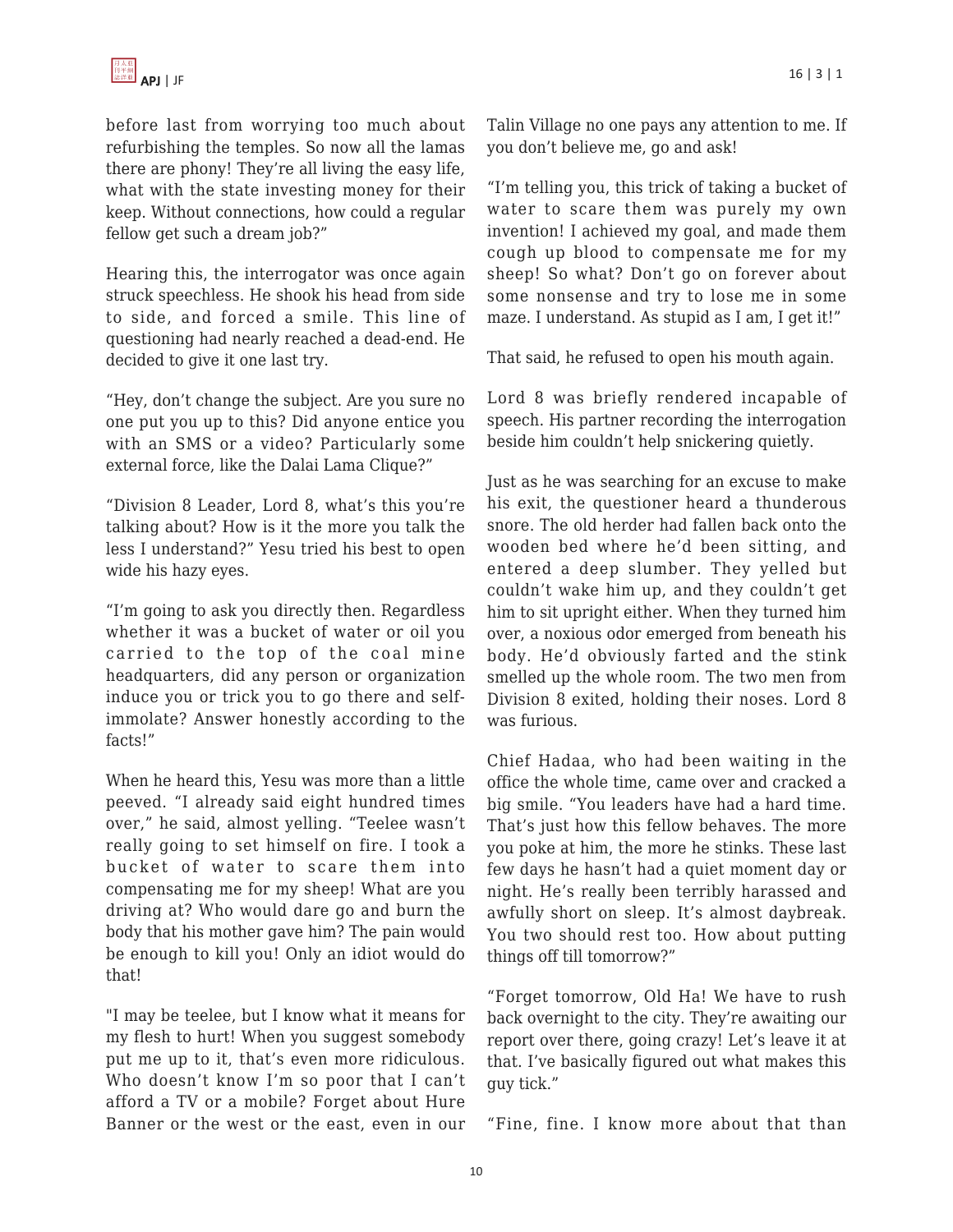before last from worrying too much about refurbishing the temples. So now all the lamas there are phony! They're all living the easy life, what with the state investing money for their keep. Without connections, how could a regular fellow get such a dream job?"

Hearing this, the interrogator was once again struck speechless. He shook his head from side to side, and forced a smile. This line of questioning had nearly reached a dead-end. He decided to give it one last try.

"Hey, don't change the subject. Are you sure no one put you up to this? Did anyone entice you with an SMS or a video? Particularly some external force, like the Dalai Lama Clique?"

"Division 8 Leader, Lord 8, what's this you're talking about? How is it the more you talk the less I understand?" Yesu tried his best to open wide his hazy eyes.

"I'm going to ask you directly then. Regardless whether it was a bucket of water or oil you carried to the top of the coal mine headquarters, did any person or organization induce you or trick you to go there and self-immolate? Answer honestly according to the facts!"

When he heard this, Yesu was more than a little peeved. "I already said eight hundred times over," he said, almost yelling. "Teelee wasn't really going to set himself on fire. I took a bucket of water to scare them into compensating me for my sheep! What are you driving at? Who would dare go and burn the body that his mother gave him? The pain would be enough to kill you! Only an idiot would do that!

"I may be teelee, but I know what it means for my flesh to hurt! When you suggest somebody put me up to it, that's even more ridiculous. Who doesn't know I'm so poor that I can't afford a TV or a mobile? Forget about Hure Banner or the west or the east, even in our Talin Village no one pays any attention to me. If you don't believe me, go and ask!

"I'm telling you, this trick of taking a bucket of water to scare them was purely my own invention! I achieved my goal, and made them cough up blood to compensate me for my sheep! So what? Don't go on forever about some nonsense and try to lose me in some maze. I understand. As stupid as I am, I get it!"

That said, he refused to open his mouth again.

Lord 8 was briefly rendered incapable of speech. His partner recording the interrogation beside him couldn't help snickering quietly.

Just as he was searching for an excuse to make his exit, the questioner heard a thunderous snore. The old herder had fallen back onto the wooden bed where he'd been sitting, and entered a deep slumber. They yelled but couldn't wake him up, and they couldn't get him to sit upright either. When they turned him over, a noxious odor emerged from beneath his body. He'd obviously farted and the stink smelled up the whole room. The two men from Division 8 exited, holding their noses. Lord 8 was furious.

Chief Hadaa, who had been waiting in the office the whole time, came over and cracked a big smile. "You leaders have had a hard time. That's just how this fellow behaves. The more you poke at him, the more he stinks. These last few days he hasn't had a quiet moment day or night. He's really been terribly harassed and awfully short on sleep. It's almost daybreak. You two should rest too. How about putting things off till tomorrow?"

"Forget tomorrow, Old Ha! We have to rush back overnight to the city. They're awaiting our report over there, going crazy! Let's leave it at that. I've basically figured out what makes this guy tick."

"Fine, fine. I know more about that than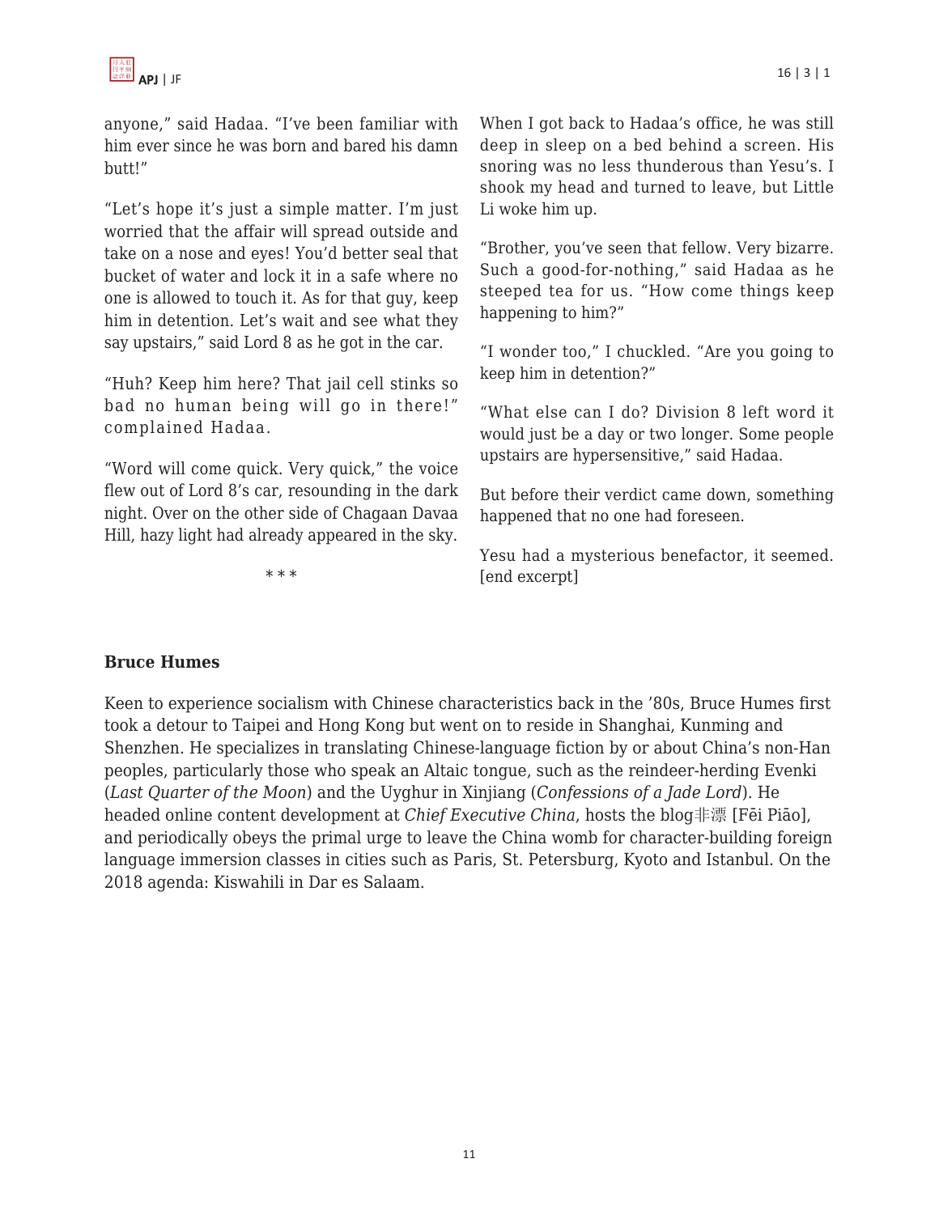anyone," said Hadaa. "I've been familiar with him ever since he was born and bared his damn butt!"

"Let's hope it's just a simple matter. I'm just worried that the affair will spread outside and take on a nose and eyes! You'd better seal that bucket of water and lock it in a safe where no one is allowed to touch it. As for that guy, keep him in detention. Let's wait and see what they say upstairs," said Lord 8 as he got in the car.

"Huh? Keep him here? That jail cell stinks so bad no human being will go in there!" complained Hadaa.

"Word will come quick. Very quick," the voice flew out of Lord 8's car, resounding in the dark night. Over on the other side of Chagaan Davaa Hill, hazy light had already appeared in the sky.

\* \* \*

When I got back to Hadaa's office, he was still deep in sleep on a bed behind a screen. His snoring was no less thunderous than Yesu's. I shook my head and turned to leave, but Little Li woke him up.

"Brother, you've seen that fellow. Very bizarre. Such a good-for-nothing," said Hadaa as he steeped tea for us. "How come things keep happening to him?"

"I wonder too," I chuckled. "Are you going to keep him in detention?"

"What else can I do? Division 8 left word it would just be a day or two longer. Some people upstairs are hypersensitive," said Hadaa.

But before their verdict came down, something happened that no one had foreseen.

Yesu had a mysterious benefactor, it seemed. [end excerpt]

**Bruce Humes**

Keen to experience socialism with Chinese characteristics back in the '80s, Bruce Humes first took a detour to Taipei and Hong Kong but went on to reside in Shanghai, Kunming and Shenzhen. He specializes in translating Chinese-language fiction by or about China's non-Han peoples, particularly those who speak an Altaic tongue, such as the reindeer-herding Evenki (*Last Quarter of the Moon*) and the Uyghur in Xinjiang (*Confessions of a Jade Lord*). He headed online content development at *Chief Executive China*, hosts the blog非漂 [Fēi Piāo], and periodically obeys the primal urge to leave the China womb for character-building foreign language immersion classes in cities such as Paris, St. Petersburg, Kyoto and Istanbul. On the 2018 agenda: Kiswahili in Dar es Salaam.